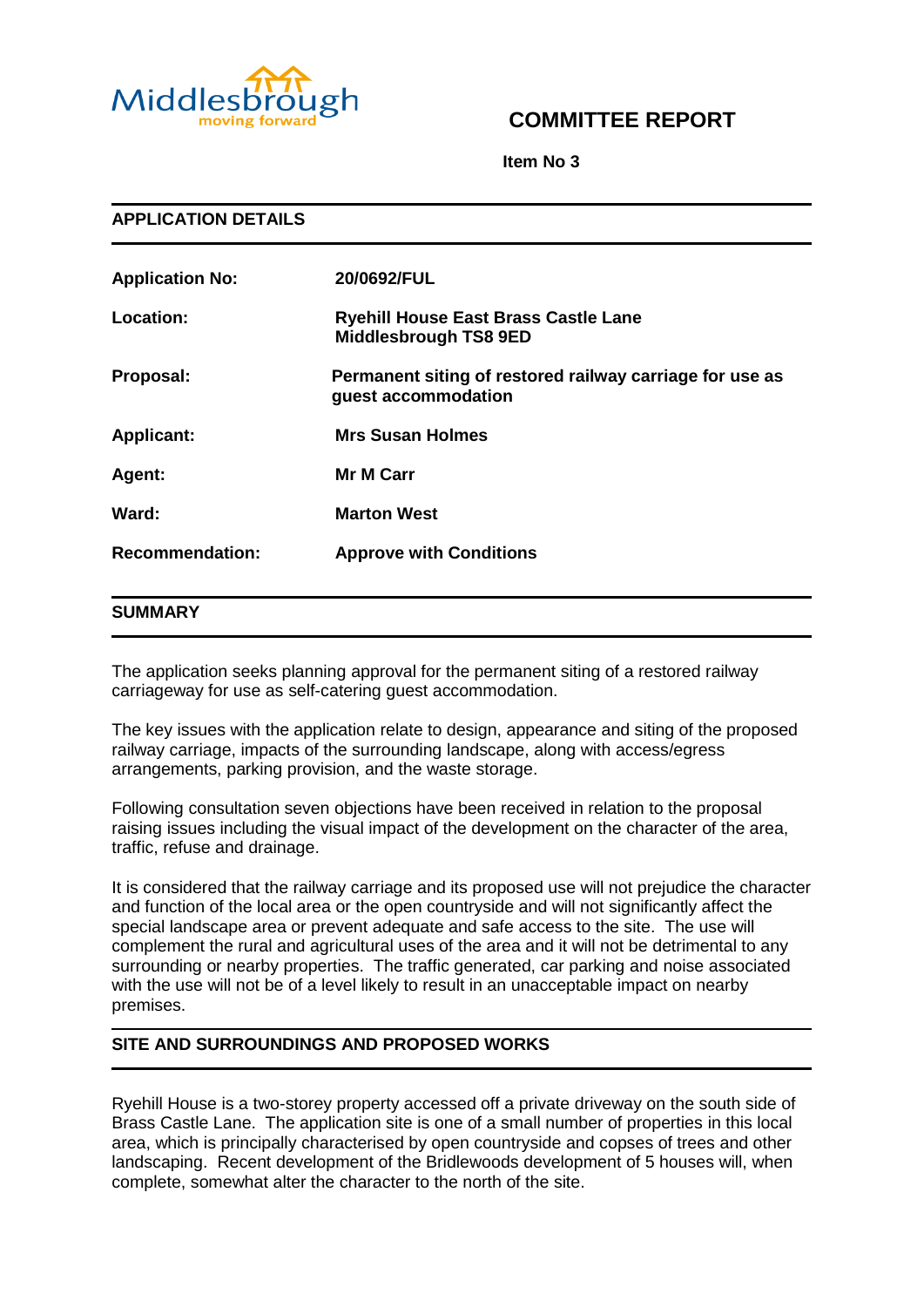Middlesbrough
moving forward

# COMMITTEE REPORT

**Item No 3**

## APPLICATION DETAILS

| | |
|---|---|
| **Application No:** | **20/0692/FUL** |
| **Location:** | **Ryehill House East Brass Castle Lane Middlesbrough TS8 9ED** |
| **Proposal:** | **Permanent siting of restored railway carriage for use as guest accommodation** |
| **Applicant:** | **Mrs Susan Holmes** |
| **Agent:** | **Mr M Carr** |
| **Ward:** | **Marton West** |
| **Recommendation:** | **Approve with Conditions** |

## SUMMARY

The application seeks planning approval for the permanent siting of a restored railway carriageway for use as self-catering guest accommodation.

The key issues with the application relate to design, appearance and siting of the proposed railway carriage, impacts of the surrounding landscape, along with access/egress arrangements, parking provision, and the waste storage.

Following consultation seven objections have been received in relation to the proposal raising issues including the visual impact of the development on the character of the area, traffic, refuse and drainage.

It is considered that the railway carriage and its proposed use will not prejudice the character and function of the local area or the open countryside and will not significantly affect the special landscape area or prevent adequate and safe access to the site. The use will complement the rural and agricultural uses of the area and it will not be detrimental to any surrounding or nearby properties. The traffic generated, car parking and noise associated with the use will not be of a level likely to result in an unacceptable impact on nearby premises.

## SITE AND SURROUNDINGS AND PROPOSED WORKS

Ryehill House is a two-storey property accessed off a private driveway on the south side of Brass Castle Lane. The application site is one of a small number of properties in this local area, which is principally characterised by open countryside and copses of trees and other landscaping. Recent development of the Bridlewoods development of 5 houses will, when complete, somewhat alter the character to the north of the site.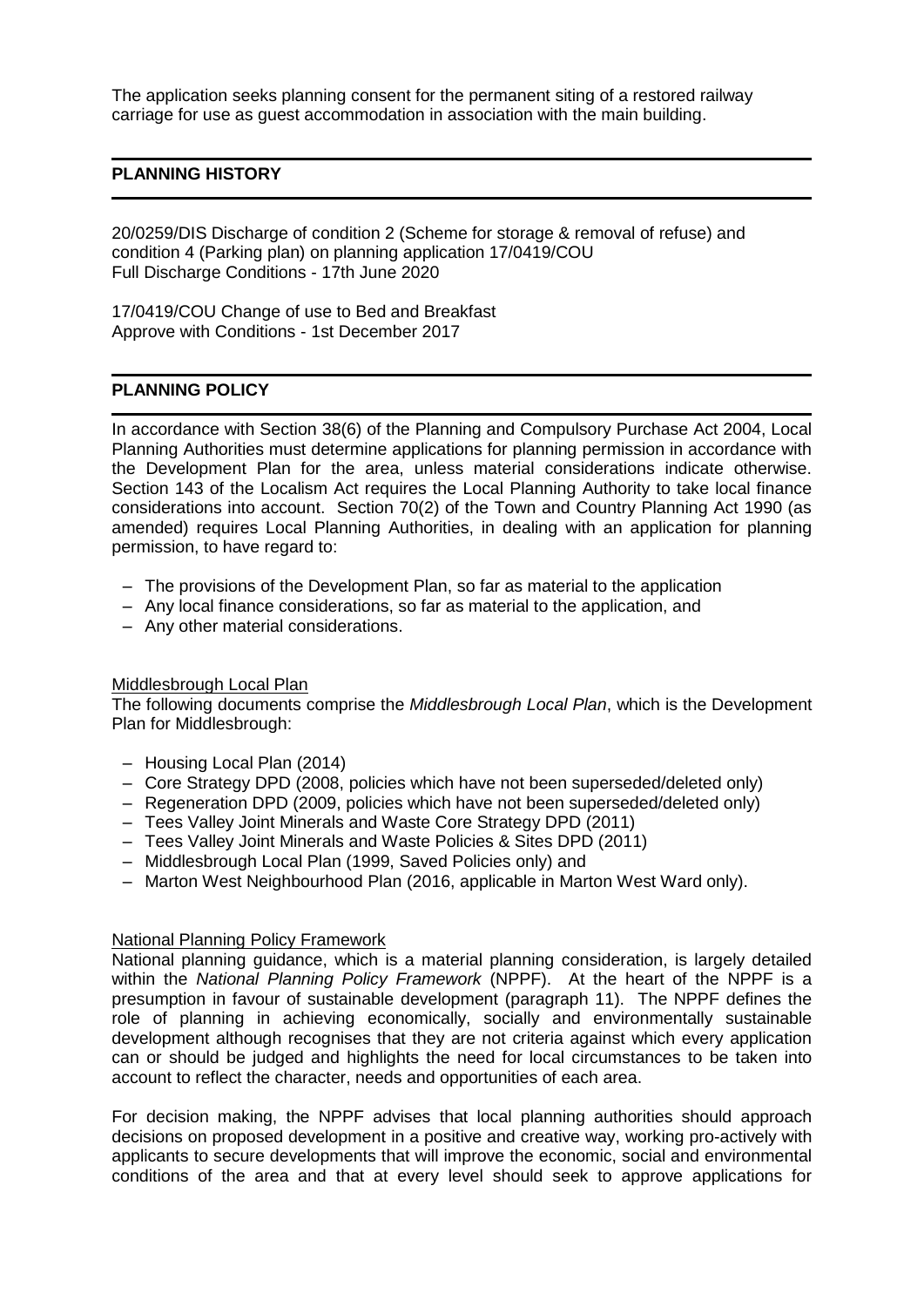The application seeks planning consent for the permanent siting of a restored railway carriage for use as guest accommodation in association with the main building.

## PLANNING HISTORY

20/0259/DIS Discharge of condition 2 (Scheme for storage & removal of refuse) and condition 4 (Parking plan) on planning application 17/0419/COU
Full Discharge Conditions - 17th June 2020

17/0419/COU Change of use to Bed and Breakfast
Approve with Conditions - 1st December 2017

## PLANNING POLICY

In accordance with Section 38(6) of the Planning and Compulsory Purchase Act 2004, Local Planning Authorities must determine applications for planning permission in accordance with the Development Plan for the area, unless material considerations indicate otherwise. Section 143 of the Localism Act requires the Local Planning Authority to take local finance considerations into account. Section 70(2) of the Town and Country Planning Act 1990 (as amended) requires Local Planning Authorities, in dealing with an application for planning permission, to have regard to:

- The provisions of the Development Plan, so far as material to the application
- Any local finance considerations, so far as material to the application, and
- Any other material considerations.

### Middlesbrough Local Plan

The following documents comprise the *Middlesbrough Local Plan*, which is the Development Plan for Middlesbrough:

- Housing Local Plan (2014)
- Core Strategy DPD (2008, policies which have not been superseded/deleted only)
- Regeneration DPD (2009, policies which have not been superseded/deleted only)
- Tees Valley Joint Minerals and Waste Core Strategy DPD (2011)
- Tees Valley Joint Minerals and Waste Policies & Sites DPD (2011)
- Middlesbrough Local Plan (1999, Saved Policies only) and
- Marton West Neighbourhood Plan (2016, applicable in Marton West Ward only).

### National Planning Policy Framework

National planning guidance, which is a material planning consideration, is largely detailed within the *National Planning Policy Framework* (NPPF). At the heart of the NPPF is a presumption in favour of sustainable development (paragraph 11). The NPPF defines the role of planning in achieving economically, socially and environmentally sustainable development although recognises that they are not criteria against which every application can or should be judged and highlights the need for local circumstances to be taken into account to reflect the character, needs and opportunities of each area.

For decision making, the NPPF advises that local planning authorities should approach decisions on proposed development in a positive and creative way, working pro-actively with applicants to secure developments that will improve the economic, social and environmental conditions of the area and that at every level should seek to approve applications for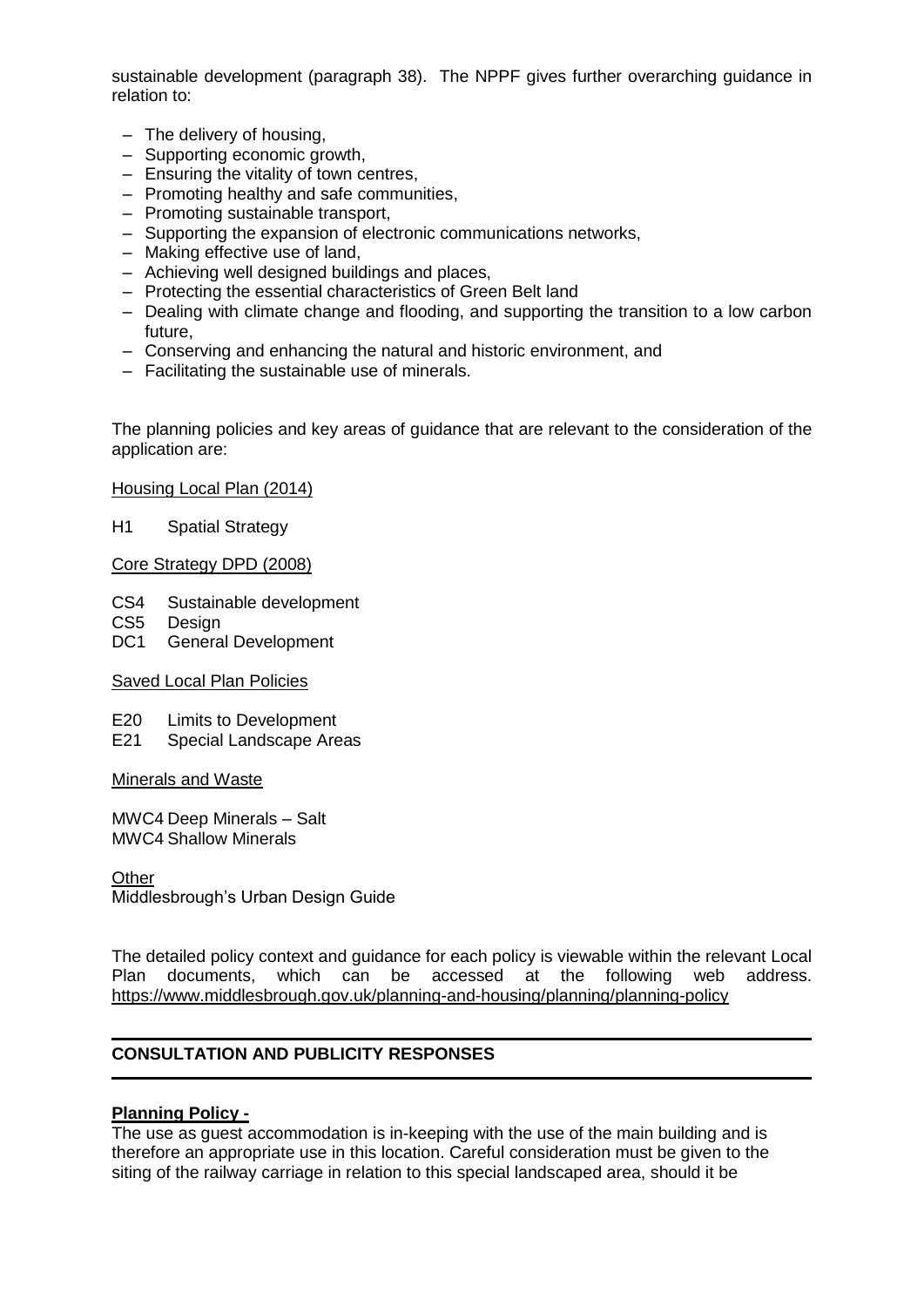sustainable development (paragraph 38). The NPPF gives further overarching guidance in relation to:

- The delivery of housing,
- Supporting economic growth,
- Ensuring the vitality of town centres,
- Promoting healthy and safe communities,
- Promoting sustainable transport,
- Supporting the expansion of electronic communications networks,
- Making effective use of land,
- Achieving well designed buildings and places,
- Protecting the essential characteristics of Green Belt land
- Dealing with climate change and flooding, and supporting the transition to a low carbon future,
- Conserving and enhancing the natural and historic environment, and
- Facilitating the sustainable use of minerals.

The planning policies and key areas of guidance that are relevant to the consideration of the application are:

Housing Local Plan (2014)

H1 Spatial Strategy

Core Strategy DPD (2008)

CS4 Sustainable development
CS5 Design
DC1 General Development

Saved Local Plan Policies

E20 Limits to Development
E21 Special Landscape Areas

Minerals and Waste

MWC4 Deep Minerals – Salt
MWC4 Shallow Minerals

Other
Middlesbrough's Urban Design Guide

The detailed policy context and guidance for each policy is viewable within the relevant Local Plan documents, which can be accessed at the following web address. https://www.middlesbrough.gov.uk/planning-and-housing/planning/planning-policy

## CONSULTATION AND PUBLICITY RESPONSES

**Planning Policy -**

The use as guest accommodation is in-keeping with the use of the main building and is therefore an appropriate use in this location. Careful consideration must be given to the siting of the railway carriage in relation to this special landscaped area, should it be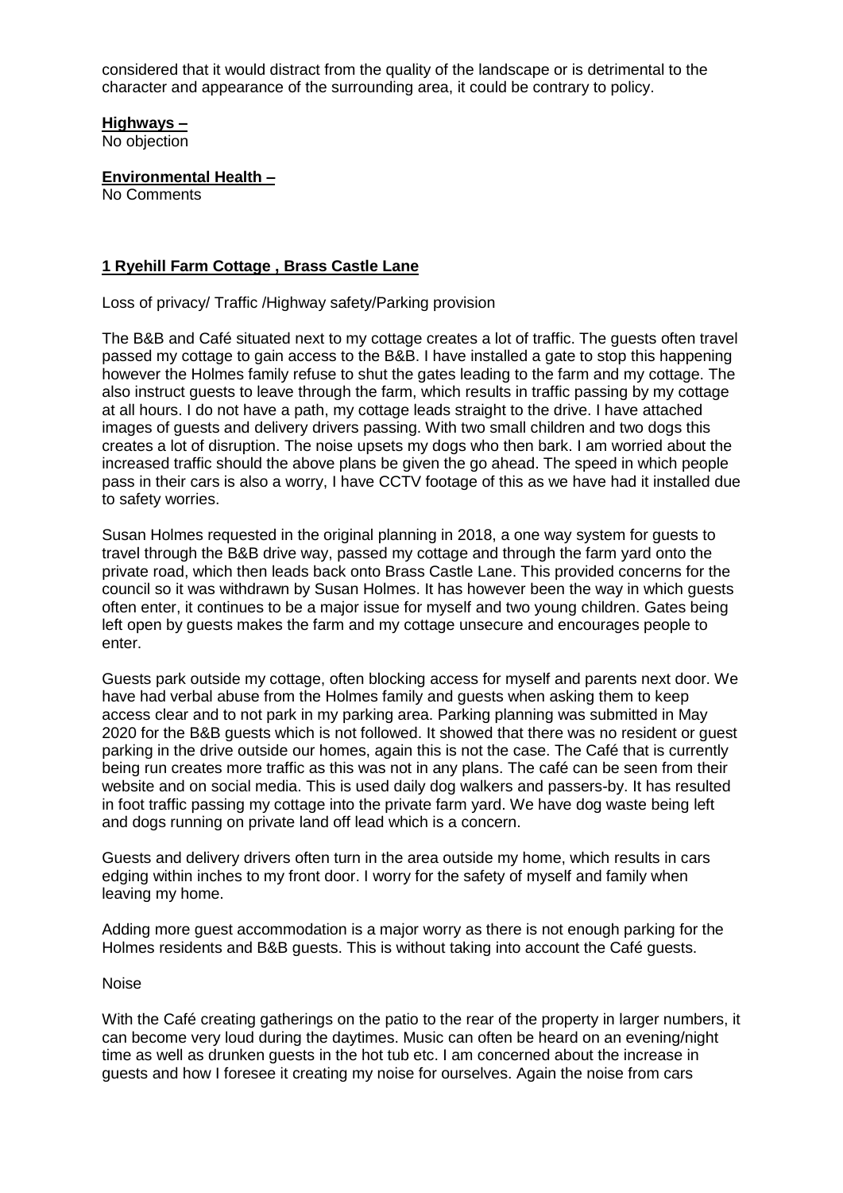considered that it would distract from the quality of the landscape or is detrimental to the character and appearance of the surrounding area, it could be contrary to policy.

**Highways –**
No objection

**Environmental Health –**
No Comments

**1 Ryehill Farm Cottage , Brass Castle Lane**

Loss of privacy/ Traffic /Highway safety/Parking provision

The B&B and Café situated next to my cottage creates a lot of traffic. The guests often travel passed my cottage to gain access to the B&B. I have installed a gate to stop this happening however the Holmes family refuse to shut the gates leading to the farm and my cottage. The also instruct guests to leave through the farm, which results in traffic passing by my cottage at all hours. I do not have a path, my cottage leads straight to the drive. I have attached images of guests and delivery drivers passing. With two small children and two dogs this creates a lot of disruption. The noise upsets my dogs who then bark. I am worried about the increased traffic should the above plans be given the go ahead. The speed in which people pass in their cars is also a worry, I have CCTV footage of this as we have had it installed due to safety worries.

Susan Holmes requested in the original planning in 2018, a one way system for guests to travel through the B&B drive way, passed my cottage and through the farm yard onto the private road, which then leads back onto Brass Castle Lane. This provided concerns for the council so it was withdrawn by Susan Holmes. It has however been the way in which guests often enter, it continues to be a major issue for myself and two young children. Gates being left open by guests makes the farm and my cottage unsecure and encourages people to enter.

Guests park outside my cottage, often blocking access for myself and parents next door. We have had verbal abuse from the Holmes family and guests when asking them to keep access clear and to not park in my parking area. Parking planning was submitted in May 2020 for the B&B guests which is not followed. It showed that there was no resident or guest parking in the drive outside our homes, again this is not the case. The Café that is currently being run creates more traffic as this was not in any plans. The café can be seen from their website and on social media. This is used daily dog walkers and passers-by. It has resulted in foot traffic passing my cottage into the private farm yard. We have dog waste being left and dogs running on private land off lead which is a concern.

Guests and delivery drivers often turn in the area outside my home, which results in cars edging within inches to my front door. I worry for the safety of myself and family when leaving my home.

Adding more guest accommodation is a major worry as there is not enough parking for the Holmes residents and B&B guests. This is without taking into account the Café guests.

Noise

With the Café creating gatherings on the patio to the rear of the property in larger numbers, it can become very loud during the daytimes. Music can often be heard on an evening/night time as well as drunken guests in the hot tub etc. I am concerned about the increase in guests and how I foresee it creating my noise for ourselves. Again the noise from cars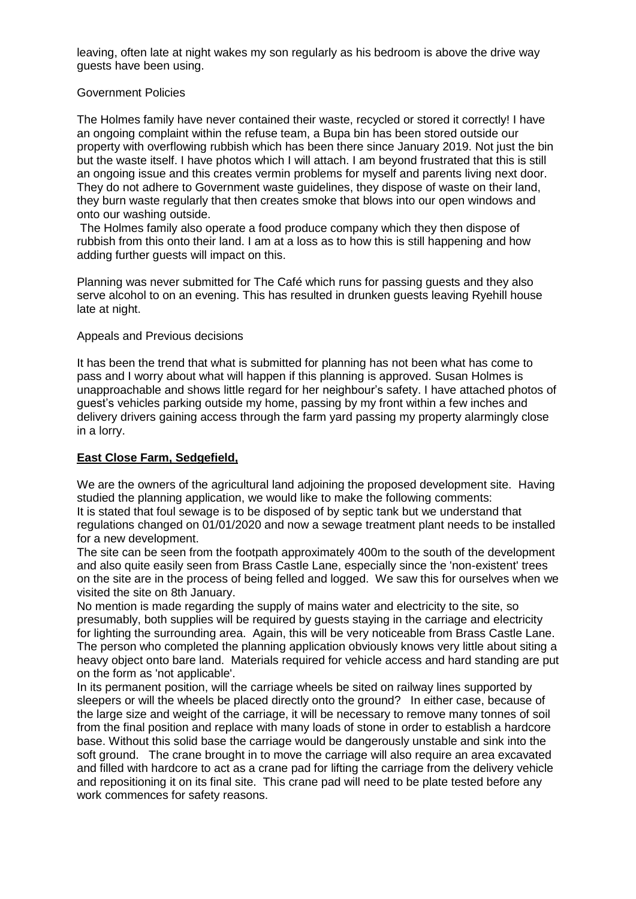leaving, often late at night wakes my son regularly as his bedroom is above the drive way guests have been using.

Government Policies

The Holmes family have never contained their waste, recycled or stored it correctly! I have an ongoing complaint within the refuse team, a Bupa bin has been stored outside our property with overflowing rubbish which has been there since January 2019. Not just the bin but the waste itself. I have photos which I will attach. I am beyond frustrated that this is still an ongoing issue and this creates vermin problems for myself and parents living next door. They do not adhere to Government waste guidelines, they dispose of waste on their land, they burn waste regularly that then creates smoke that blows into our open windows and onto our washing outside.

The Holmes family also operate a food produce company which they then dispose of rubbish from this onto their land. I am at a loss as to how this is still happening and how adding further guests will impact on this.

Planning was never submitted for The Café which runs for passing guests and they also serve alcohol to on an evening. This has resulted in drunken guests leaving Ryehill house late at night.

Appeals and Previous decisions

It has been the trend that what is submitted for planning has not been what has come to pass and I worry about what will happen if this planning is approved. Susan Holmes is unapproachable and shows little regard for her neighbour's safety. I have attached photos of guest's vehicles parking outside my home, passing by my front within a few inches and delivery drivers gaining access through the farm yard passing my property alarmingly close in a lorry.

**East Close Farm, Sedgefield,**

We are the owners of the agricultural land adjoining the proposed development site. Having studied the planning application, we would like to make the following comments:
It is stated that foul sewage is to be disposed of by septic tank but we understand that regulations changed on 01/01/2020 and now a sewage treatment plant needs to be installed for a new development.
The site can be seen from the footpath approximately 400m to the south of the development and also quite easily seen from Brass Castle Lane, especially since the 'non-existent' trees on the site are in the process of being felled and logged. We saw this for ourselves when we visited the site on 8th January.
No mention is made regarding the supply of mains water and electricity to the site, so presumably, both supplies will be required by guests staying in the carriage and electricity for lighting the surrounding area. Again, this will be very noticeable from Brass Castle Lane.
The person who completed the planning application obviously knows very little about siting a heavy object onto bare land. Materials required for vehicle access and hard standing are put on the form as 'not applicable'.
In its permanent position, will the carriage wheels be sited on railway lines supported by sleepers or will the wheels be placed directly onto the ground? In either case, because of the large size and weight of the carriage, it will be necessary to remove many tonnes of soil from the final position and replace with many loads of stone in order to establish a hardcore base. Without this solid base the carriage would be dangerously unstable and sink into the soft ground. The crane brought in to move the carriage will also require an area excavated and filled with hardcore to act as a crane pad for lifting the carriage from the delivery vehicle and repositioning it on its final site. This crane pad will need to be plate tested before any work commences for safety reasons.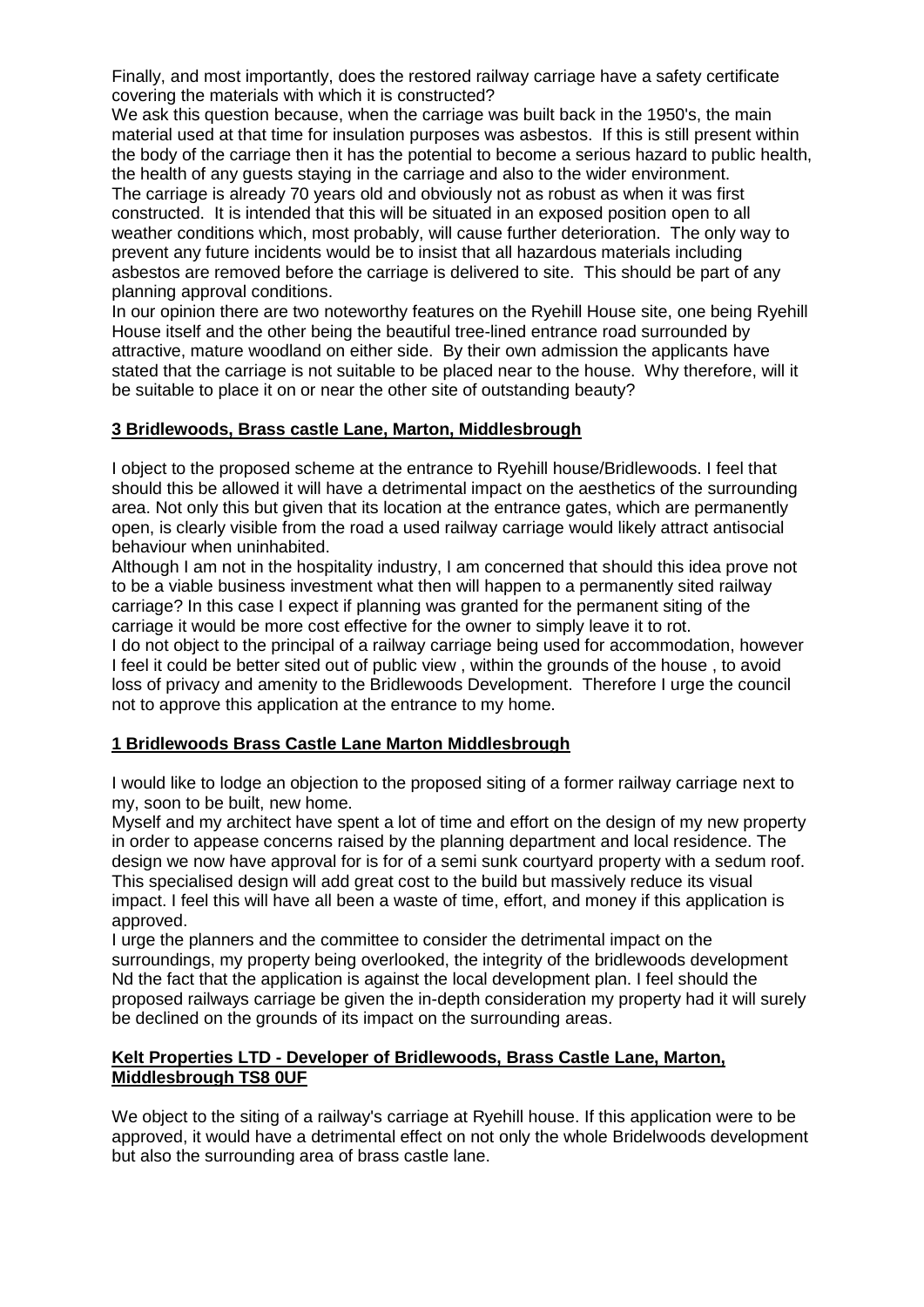Finally, and most importantly, does the restored railway carriage have a safety certificate covering the materials with which it is constructed?

We ask this question because, when the carriage was built back in the 1950's, the main material used at that time for insulation purposes was asbestos. If this is still present within the body of the carriage then it has the potential to become a serious hazard to public health, the health of any guests staying in the carriage and also to the wider environment.

The carriage is already 70 years old and obviously not as robust as when it was first constructed. It is intended that this will be situated in an exposed position open to all weather conditions which, most probably, will cause further deterioration. The only way to prevent any future incidents would be to insist that all hazardous materials including asbestos are removed before the carriage is delivered to site. This should be part of any planning approval conditions.

In our opinion there are two noteworthy features on the Ryehill House site, one being Ryehill House itself and the other being the beautiful tree-lined entrance road surrounded by attractive, mature woodland on either side. By their own admission the applicants have stated that the carriage is not suitable to be placed near to the house. Why therefore, will it be suitable to place it on or near the other site of outstanding beauty?

**3 Bridlewoods, Brass castle Lane, Marton, Middlesbrough**

I object to the proposed scheme at the entrance to Ryehill house/Bridlewoods. I feel that should this be allowed it will have a detrimental impact on the aesthetics of the surrounding area. Not only this but given that its location at the entrance gates, which are permanently open, is clearly visible from the road a used railway carriage would likely attract antisocial behaviour when uninhabited.

Although I am not in the hospitality industry, I am concerned that should this idea prove not to be a viable business investment what then will happen to a permanently sited railway carriage? In this case I expect if planning was granted for the permanent siting of the carriage it would be more cost effective for the owner to simply leave it to rot.

I do not object to the principal of a railway carriage being used for accommodation, however I feel it could be better sited out of public view , within the grounds of the house , to avoid loss of privacy and amenity to the Bridlewoods Development. Therefore I urge the council not to approve this application at the entrance to my home.

**1 Bridlewoods Brass Castle Lane Marton Middlesbrough**

I would like to lodge an objection to the proposed siting of a former railway carriage next to my, soon to be built, new home.

Myself and my architect have spent a lot of time and effort on the design of my new property in order to appease concerns raised by the planning department and local residence. The design we now have approval for is for of a semi sunk courtyard property with a sedum roof. This specialised design will add great cost to the build but massively reduce its visual impact. I feel this will have all been a waste of time, effort, and money if this application is approved.

I urge the planners and the committee to consider the detrimental impact on the surroundings, my property being overlooked, the integrity of the bridlewoods development Nd the fact that the application is against the local development plan. I feel should the proposed railways carriage be given the in-depth consideration my property had it will surely be declined on the grounds of its impact on the surrounding areas.

**Kelt Properties LTD - Developer of Bridlewoods, Brass Castle Lane, Marton, Middlesbrough TS8 0UF**

We object to the siting of a railway's carriage at Ryehill house. If this application were to be approved, it would have a detrimental effect on not only the whole Bridelwoods development but also the surrounding area of brass castle lane.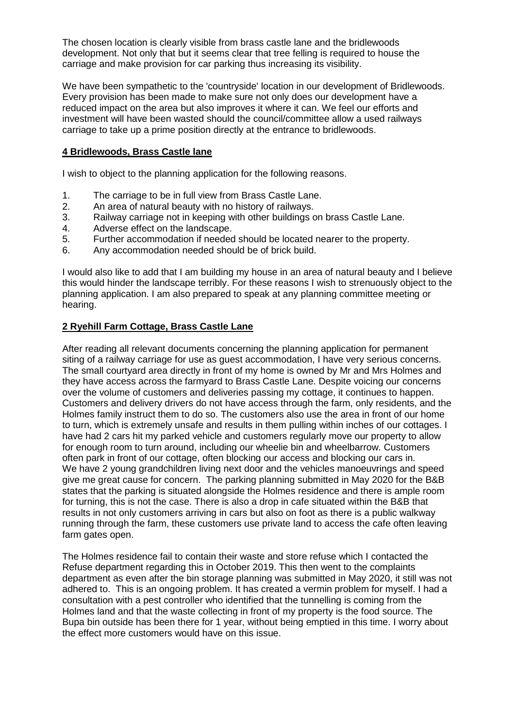The chosen location is clearly visible from brass castle lane and the bridlewoods development. Not only that but it seems clear that tree felling is required to house the carriage and make provision for car parking thus increasing its visibility.

We have been sympathetic to the 'countryside' location in our development of Bridlewoods. Every provision has been made to make sure not only does our development have a reduced impact on the area but also improves it where it can. We feel our efforts and investment will have been wasted should the council/committee allow a used railways carriage to take up a prime position directly at the entrance to bridlewoods.

**4 Bridlewoods, Brass Castle lane**

I wish to object to the planning application for the following reasons.

1. The carriage to be in full view from Brass Castle Lane.
2. An area of natural beauty with no history of railways.
3. Railway carriage not in keeping with other buildings on brass Castle Lane.
4. Adverse effect on the landscape.
5. Further accommodation if needed should be located nearer to the property.
6. Any accommodation needed should be of brick build.

I would also like to add that I am building my house in an area of natural beauty and I believe this would hinder the landscape terribly. For these reasons I wish to strenuously object to the planning application. I am also prepared to speak at any planning committee meeting or hearing.

**2 Ryehill Farm Cottage, Brass Castle Lane**

After reading all relevant documents concerning the planning application for permanent siting of a railway carriage for use as guest accommodation, I have very serious concerns. The small courtyard area directly in front of my home is owned by Mr and Mrs Holmes and they have access across the farmyard to Brass Castle Lane. Despite voicing our concerns over the volume of customers and deliveries passing my cottage, it continues to happen. Customers and delivery drivers do not have access through the farm, only residents, and the Holmes family instruct them to do so. The customers also use the area in front of our home to turn, which is extremely unsafe and results in them pulling within inches of our cottages. I have had 2 cars hit my parked vehicle and customers regularly move our property to allow for enough room to turn around, including our wheelie bin and wheelbarrow. Customers often park in front of our cottage, often blocking our access and blocking our cars in. We have 2 young grandchildren living next door and the vehicles manoeuvrings and speed give me great cause for concern. The parking planning submitted in May 2020 for the B&B states that the parking is situated alongside the Holmes residence and there is ample room for turning, this is not the case. There is also a drop in cafe situated within the B&B that results in not only customers arriving in cars but also on foot as there is a public walkway running through the farm, these customers use private land to access the cafe often leaving farm gates open.

The Holmes residence fail to contain their waste and store refuse which I contacted the Refuse department regarding this in October 2019. This then went to the complaints department as even after the bin storage planning was submitted in May 2020, it still was not adhered to. This is an ongoing problem. It has created a vermin problem for myself. I had a consultation with a pest controller who identified that the tunnelling is coming from the Holmes land and that the waste collecting in front of my property is the food source. The Bupa bin outside has been there for 1 year, without being emptied in this time. I worry about the effect more customers would have on this issue.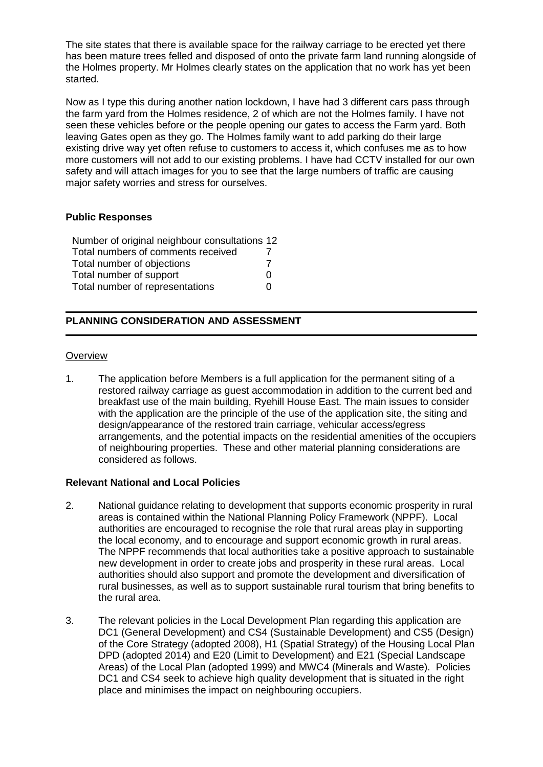The site states that there is available space for the railway carriage to be erected yet there has been mature trees felled and disposed of onto the private farm land running alongside of the Holmes property. Mr Holmes clearly states on the application that no work has yet been started.

Now as I type this during another nation lockdown, I have had 3 different cars pass through the farm yard from the Holmes residence, 2 of which are not the Holmes family. I have not seen these vehicles before or the people opening our gates to access the Farm yard. Both leaving Gates open as they go. The Holmes family want to add parking do their large existing drive way yet often refuse to customers to access it, which confuses me as to how more customers will not add to our existing problems. I have had CCTV installed for our own safety and will attach images for you to see that the large numbers of traffic are causing major safety worries and stress for ourselves.

**Public Responses**

| | |
|---|---|
| Number of original neighbour consultations | 12 |
| Total numbers of comments received | 7 |
| Total number of objections | 7 |
| Total number of support | 0 |
| Total number of representations | 0 |

## PLANNING CONSIDERATION AND ASSESSMENT

Overview

1. The application before Members is a full application for the permanent siting of a restored railway carriage as guest accommodation in addition to the current bed and breakfast use of the main building, Ryehill House East. The main issues to consider with the application are the principle of the use of the application site, the siting and design/appearance of the restored train carriage, vehicular access/egress arrangements, and the potential impacts on the residential amenities of the occupiers of neighbouring properties. These and other material planning considerations are considered as follows.

**Relevant National and Local Policies**

2. National guidance relating to development that supports economic prosperity in rural areas is contained within the National Planning Policy Framework (NPPF). Local authorities are encouraged to recognise the role that rural areas play in supporting the local economy, and to encourage and support economic growth in rural areas. The NPPF recommends that local authorities take a positive approach to sustainable new development in order to create jobs and prosperity in these rural areas. Local authorities should also support and promote the development and diversification of rural businesses, as well as to support sustainable rural tourism that bring benefits to the rural area.

3. The relevant policies in the Local Development Plan regarding this application are DC1 (General Development) and CS4 (Sustainable Development) and CS5 (Design) of the Core Strategy (adopted 2008), H1 (Spatial Strategy) of the Housing Local Plan DPD (adopted 2014) and E20 (Limit to Development) and E21 (Special Landscape Areas) of the Local Plan (adopted 1999) and MWC4 (Minerals and Waste). Policies DC1 and CS4 seek to achieve high quality development that is situated in the right place and minimises the impact on neighbouring occupiers.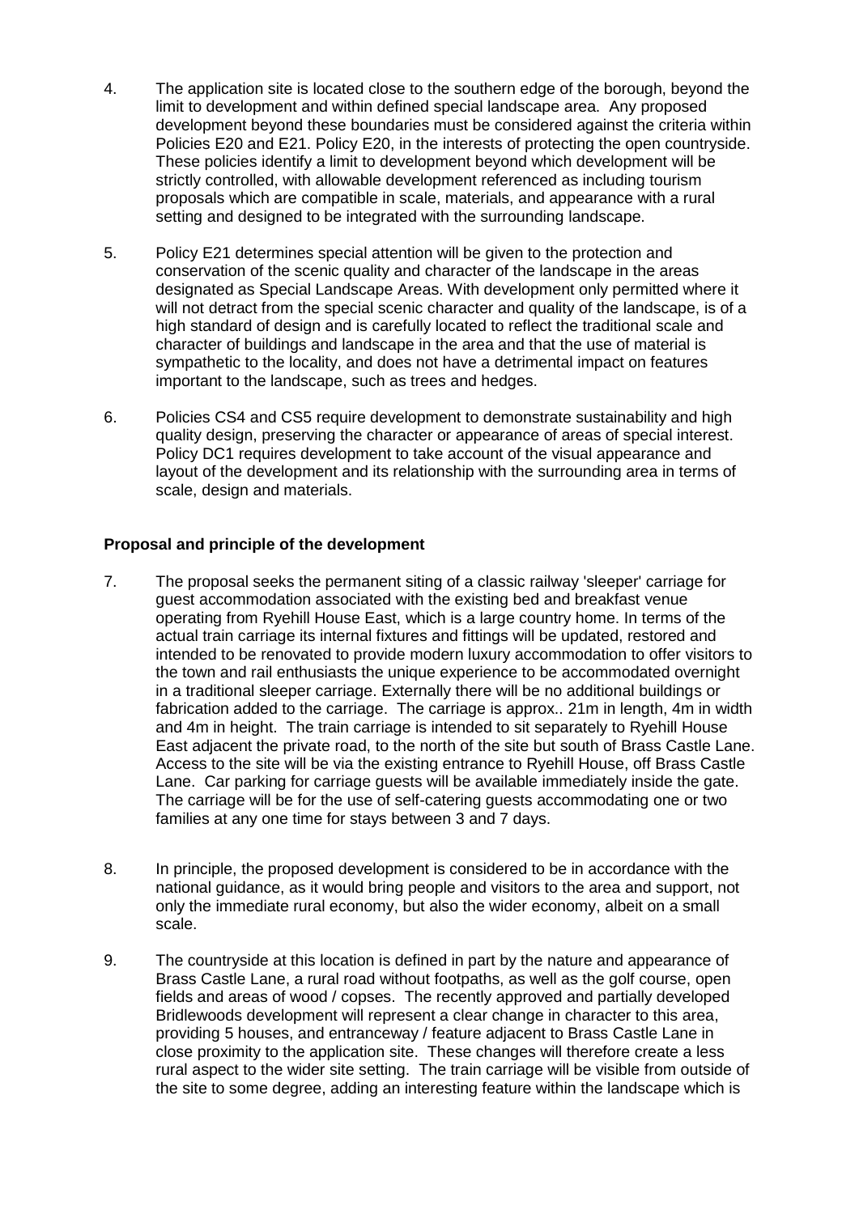4. The application site is located close to the southern edge of the borough, beyond the limit to development and within defined special landscape area. Any proposed development beyond these boundaries must be considered against the criteria within Policies E20 and E21. Policy E20, in the interests of protecting the open countryside. These policies identify a limit to development beyond which development will be strictly controlled, with allowable development referenced as including tourism proposals which are compatible in scale, materials, and appearance with a rural setting and designed to be integrated with the surrounding landscape.

5. Policy E21 determines special attention will be given to the protection and conservation of the scenic quality and character of the landscape in the areas designated as Special Landscape Areas. With development only permitted where it will not detract from the special scenic character and quality of the landscape, is of a high standard of design and is carefully located to reflect the traditional scale and character of buildings and landscape in the area and that the use of material is sympathetic to the locality, and does not have a detrimental impact on features important to the landscape, such as trees and hedges.

6. Policies CS4 and CS5 require development to demonstrate sustainability and high quality design, preserving the character or appearance of areas of special interest. Policy DC1 requires development to take account of the visual appearance and layout of the development and its relationship with the surrounding area in terms of scale, design and materials.

**Proposal and principle of the development**

7. The proposal seeks the permanent siting of a classic railway 'sleeper' carriage for guest accommodation associated with the existing bed and breakfast venue operating from Ryehill House East, which is a large country home. In terms of the actual train carriage its internal fixtures and fittings will be updated, restored and intended to be renovated to provide modern luxury accommodation to offer visitors to the town and rail enthusiasts the unique experience to be accommodated overnight in a traditional sleeper carriage. Externally there will be no additional buildings or fabrication added to the carriage. The carriage is approx.. 21m in length, 4m in width and 4m in height. The train carriage is intended to sit separately to Ryehill House East adjacent the private road, to the north of the site but south of Brass Castle Lane. Access to the site will be via the existing entrance to Ryehill House, off Brass Castle Lane. Car parking for carriage guests will be available immediately inside the gate. The carriage will be for the use of self-catering guests accommodating one or two families at any one time for stays between 3 and 7 days.

8. In principle, the proposed development is considered to be in accordance with the national guidance, as it would bring people and visitors to the area and support, not only the immediate rural economy, but also the wider economy, albeit on a small scale.

9. The countryside at this location is defined in part by the nature and appearance of Brass Castle Lane, a rural road without footpaths, as well as the golf course, open fields and areas of wood / copses. The recently approved and partially developed Bridlewoods development will represent a clear change in character to this area, providing 5 houses, and entranceway / feature adjacent to Brass Castle Lane in close proximity to the application site. These changes will therefore create a less rural aspect to the wider site setting. The train carriage will be visible from outside of the site to some degree, adding an interesting feature within the landscape which is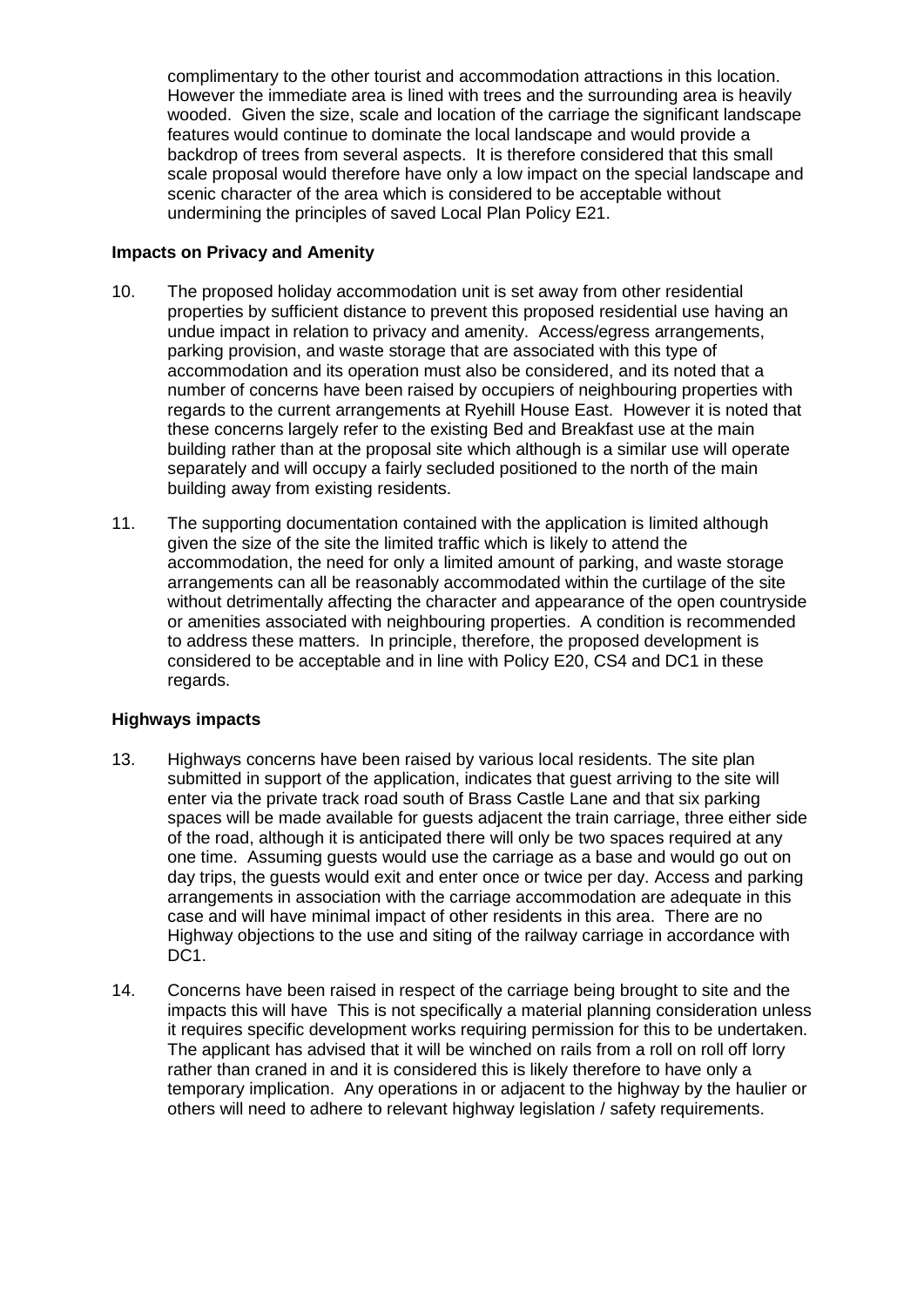complimentary to the other tourist and accommodation attractions in this location. However the immediate area is lined with trees and the surrounding area is heavily wooded. Given the size, scale and location of the carriage the significant landscape features would continue to dominate the local landscape and would provide a backdrop of trees from several aspects. It is therefore considered that this small scale proposal would therefore have only a low impact on the special landscape and scenic character of the area which is considered to be acceptable without undermining the principles of saved Local Plan Policy E21.

**Impacts on Privacy and Amenity**

10. The proposed holiday accommodation unit is set away from other residential properties by sufficient distance to prevent this proposed residential use having an undue impact in relation to privacy and amenity. Access/egress arrangements, parking provision, and waste storage that are associated with this type of accommodation and its operation must also be considered, and its noted that a number of concerns have been raised by occupiers of neighbouring properties with regards to the current arrangements at Ryehill House East. However it is noted that these concerns largely refer to the existing Bed and Breakfast use at the main building rather than at the proposal site which although is a similar use will operate separately and will occupy a fairly secluded positioned to the north of the main building away from existing residents.

11. The supporting documentation contained with the application is limited although given the size of the site the limited traffic which is likely to attend the accommodation, the need for only a limited amount of parking, and waste storage arrangements can all be reasonably accommodated within the curtilage of the site without detrimentally affecting the character and appearance of the open countryside or amenities associated with neighbouring properties. A condition is recommended to address these matters. In principle, therefore, the proposed development is considered to be acceptable and in line with Policy E20, CS4 and DC1 in these regards.

**Highways impacts**

13. Highways concerns have been raised by various local residents. The site plan submitted in support of the application, indicates that guest arriving to the site will enter via the private track road south of Brass Castle Lane and that six parking spaces will be made available for guests adjacent the train carriage, three either side of the road, although it is anticipated there will only be two spaces required at any one time. Assuming guests would use the carriage as a base and would go out on day trips, the guests would exit and enter once or twice per day. Access and parking arrangements in association with the carriage accommodation are adequate in this case and will have minimal impact of other residents in this area. There are no Highway objections to the use and siting of the railway carriage in accordance with DC1.

14. Concerns have been raised in respect of the carriage being brought to site and the impacts this will have This is not specifically a material planning consideration unless it requires specific development works requiring permission for this to be undertaken. The applicant has advised that it will be winched on rails from a roll on roll off lorry rather than craned in and it is considered this is likely therefore to have only a temporary implication. Any operations in or adjacent to the highway by the haulier or others will need to adhere to relevant highway legislation / safety requirements.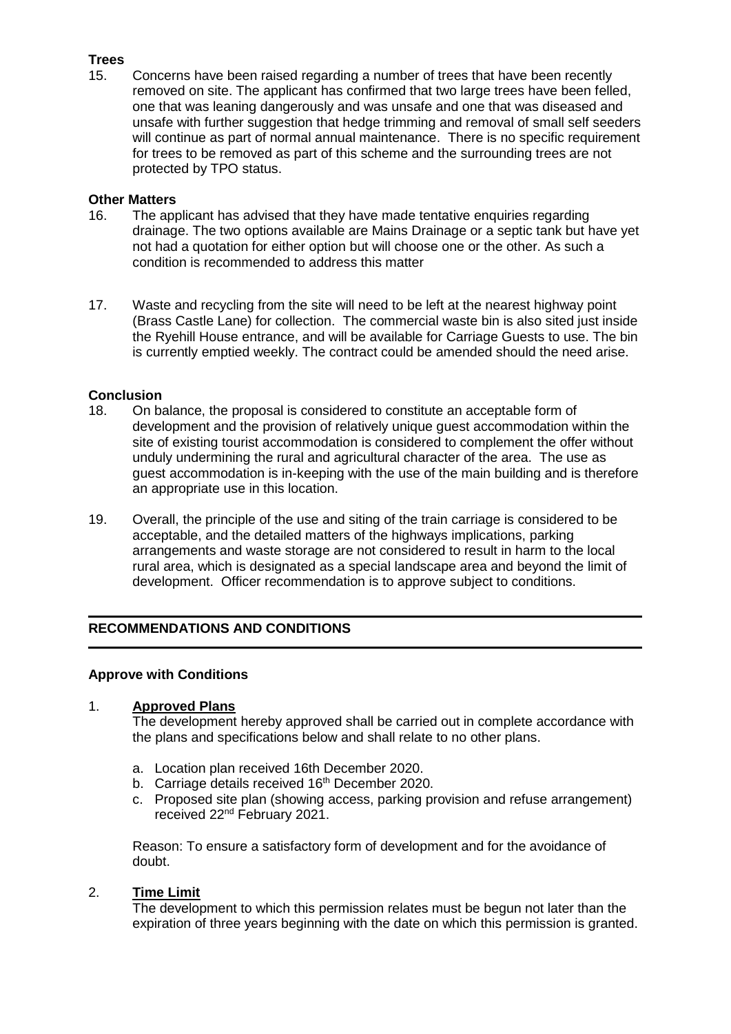**Trees**

15. Concerns have been raised regarding a number of trees that have been recently removed on site. The applicant has confirmed that two large trees have been felled, one that was leaning dangerously and was unsafe and one that was diseased and unsafe with further suggestion that hedge trimming and removal of small self seeders will continue as part of normal annual maintenance. There is no specific requirement for trees to be removed as part of this scheme and the surrounding trees are not protected by TPO status.

**Other Matters**

16. The applicant has advised that they have made tentative enquiries regarding drainage. The two options available are Mains Drainage or a septic tank but have yet not had a quotation for either option but will choose one or the other. As such a condition is recommended to address this matter

17. Waste and recycling from the site will need to be left at the nearest highway point (Brass Castle Lane) for collection. The commercial waste bin is also sited just inside the Ryehill House entrance, and will be available for Carriage Guests to use. The bin is currently emptied weekly. The contract could be amended should the need arise.

**Conclusion**

18. On balance, the proposal is considered to constitute an acceptable form of development and the provision of relatively unique guest accommodation within the site of existing tourist accommodation is considered to complement the offer without unduly undermining the rural and agricultural character of the area. The use as guest accommodation is in-keeping with the use of the main building and is therefore an appropriate use in this location.

19. Overall, the principle of the use and siting of the train carriage is considered to be acceptable, and the detailed matters of the highways implications, parking arrangements and waste storage are not considered to result in harm to the local rural area, which is designated as a special landscape area and beyond the limit of development. Officer recommendation is to approve subject to conditions.

---

## RECOMMENDATIONS AND CONDITIONS

---

**Approve with Conditions**

1. **<u>Approved Plans</u>**

   The development hereby approved shall be carried out in complete accordance with the plans and specifications below and shall relate to no other plans.

   a. Location plan received 16th December 2020.
   b. Carriage details received 16th December 2020.
   c. Proposed site plan (showing access, parking provision and refuse arrangement) received 22nd February 2021.

   Reason: To ensure a satisfactory form of development and for the avoidance of doubt.

2. **<u>Time Limit</u>**

   The development to which this permission relates must be begun not later than the expiration of three years beginning with the date on which this permission is granted.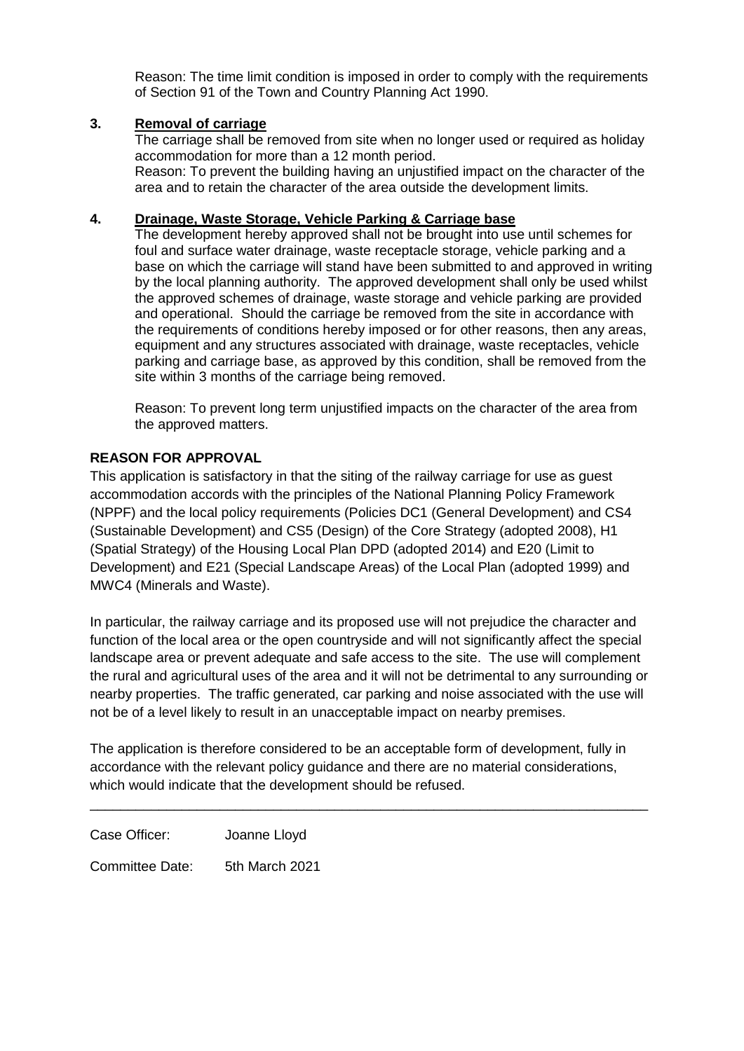Reason: The time limit condition is imposed in order to comply with the requirements of Section 91 of the Town and Country Planning Act 1990.

**3. Removal of carriage**

The carriage shall be removed from site when no longer used or required as holiday accommodation for more than a 12 month period.

Reason: To prevent the building having an unjustified impact on the character of the area and to retain the character of the area outside the development limits.

**4. Drainage, Waste Storage, Vehicle Parking & Carriage base**

The development hereby approved shall not be brought into use until schemes for foul and surface water drainage, waste receptacle storage, vehicle parking and a base on which the carriage will stand have been submitted to and approved in writing by the local planning authority. The approved development shall only be used whilst the approved schemes of drainage, waste storage and vehicle parking are provided and operational. Should the carriage be removed from the site in accordance with the requirements of conditions hereby imposed or for other reasons, then any areas, equipment and any structures associated with drainage, waste receptacles, vehicle parking and carriage base, as approved by this condition, shall be removed from the site within 3 months of the carriage being removed.

Reason: To prevent long term unjustified impacts on the character of the area from the approved matters.

**REASON FOR APPROVAL**

This application is satisfactory in that the siting of the railway carriage for use as guest accommodation accords with the principles of the National Planning Policy Framework (NPPF) and the local policy requirements (Policies DC1 (General Development) and CS4 (Sustainable Development) and CS5 (Design) of the Core Strategy (adopted 2008), H1 (Spatial Strategy) of the Housing Local Plan DPD (adopted 2014) and E20 (Limit to Development) and E21 (Special Landscape Areas) of the Local Plan (adopted 1999) and MWC4 (Minerals and Waste).

In particular, the railway carriage and its proposed use will not prejudice the character and function of the local area or the open countryside and will not significantly affect the special landscape area or prevent adequate and safe access to the site. The use will complement the rural and agricultural uses of the area and it will not be detrimental to any surrounding or nearby properties. The traffic generated, car parking and noise associated with the use will not be of a level likely to result in an unacceptable impact on nearby premises.

The application is therefore considered to be an acceptable form of development, fully in accordance with the relevant policy guidance and there are no material considerations, which would indicate that the development should be refused.

---

Case Officer: Joanne Lloyd

Committee Date: 5th March 2021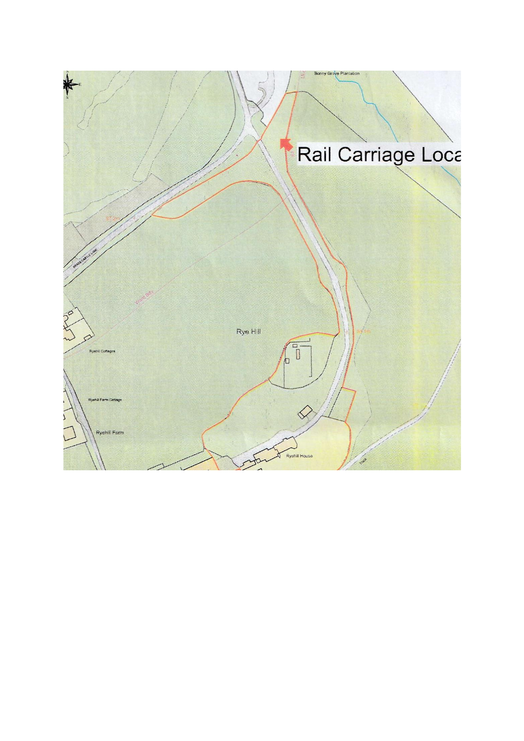Bonny Grove Plantation

Rail Carriage Loca

87.2m

SPASS CASTLE LANE

Ward Bdy

Rye Hill

Ryehill Cottages

Ryehill Farm Cottage

Ryehill Farm

Ryehill House

Track